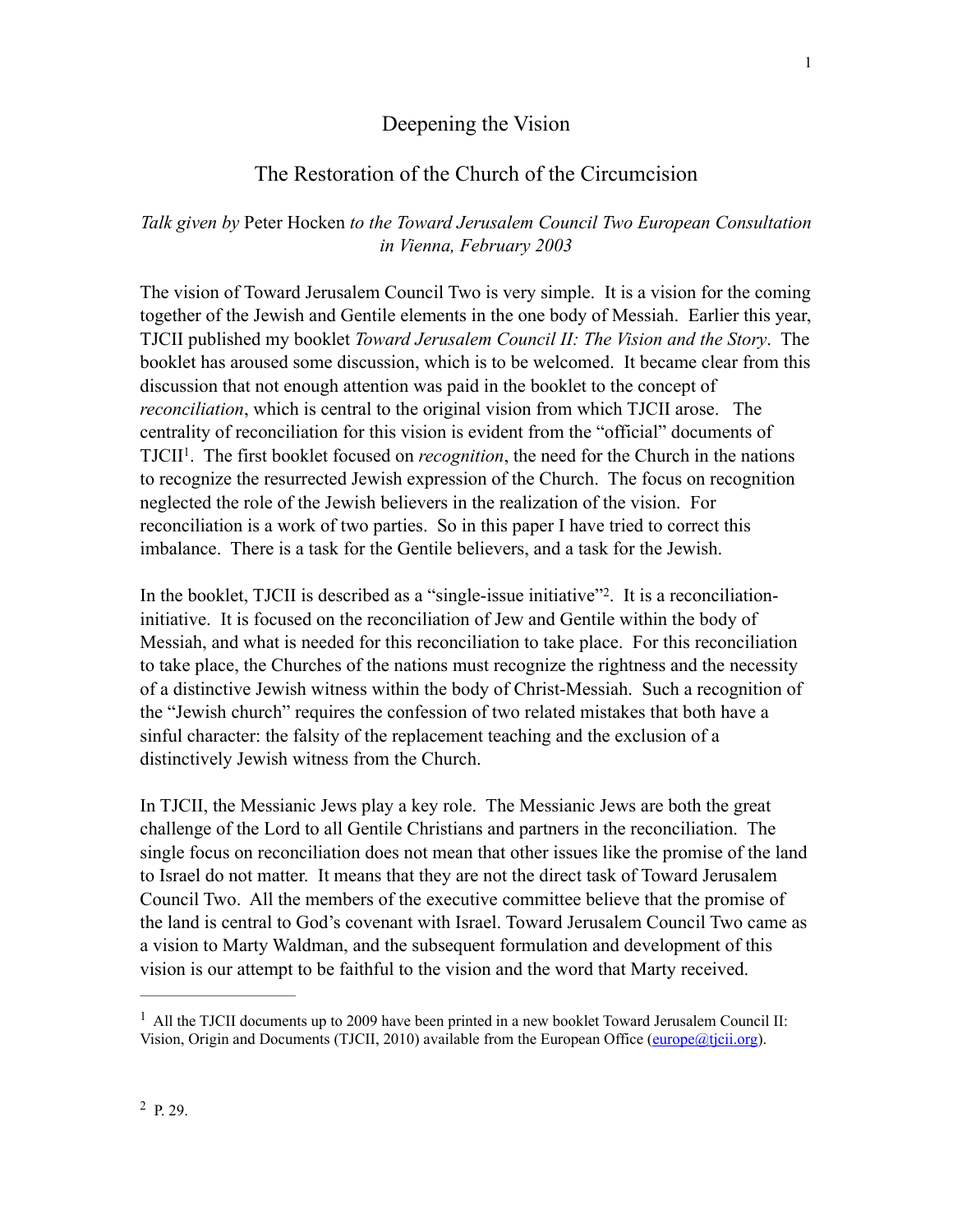# Deepening the Vision

## The Restoration of the Church of the Circumcision

*Talk given by* Peter Hocken *to the Toward Jerusalem Council Two European Consultation in Vienna, February 2003*

The vision of Toward Jerusalem Council Two is very simple. It is a vision for the coming together of the Jewish and Gentile elements in the one body of Messiah. Earlier this year, TJCII published my booklet *Toward Jerusalem Council II: The Vision and the Story*. The booklet has aroused some discussion, which is to be welcomed. It became clear from this discussion that not enough attention was paid in the booklet to the concept of *reconciliation*, which is central to the original vision from which TJCII arose. The centrality of reconciliation for this vision is evident from the "official" documents of TJCII[1]. The first booklet focused on *recognition*, the need for the Church in the nations to recognize the resurrected Jewish expression of the Church. The focus on recognition neglected the role of the Jewish believers in the realization of the vision. For reconciliation is a work of two parties. So in this paper I have tried to correct this imbalance. There is a task for the Gentile believers, and a task for the Jewish.

In the booklet, TJCII is described as a "single-issue initiative"[2]. It is a reconciliation-initiative. It is focused on the reconciliation of Jew and Gentile within the body of Messiah, and what is needed for this reconciliation to take place. For this reconciliation to take place, the Churches of the nations must recognize the rightness and the necessity of a distinctive Jewish witness within the body of Christ-Messiah. Such a recognition of the "Jewish church" requires the confession of two related mistakes that both have a sinful character: the falsity of the replacement teaching and the exclusion of a distinctively Jewish witness from the Church.

In TJCII, the Messianic Jews play a key role. The Messianic Jews are both the great challenge of the Lord to all Gentile Christians and partners in the reconciliation. The single focus on reconciliation does not mean that other issues like the promise of the land to Israel do not matter. It means that they are not the direct task of Toward Jerusalem Council Two. All the members of the executive committee believe that the promise of the land is central to God's covenant with Israel. Toward Jerusalem Council Two came as a vision to Marty Waldman, and the subsequent formulation and development of this vision is our attempt to be faithful to the vision and the word that Marty received.

---

[1] All the TJCII documents up to 2009 have been printed in a new booklet Toward Jerusalem Council II: Vision, Origin and Documents (TJCII, 2010) available from the European Office (europe@tjcii.org).

[2] P. 29.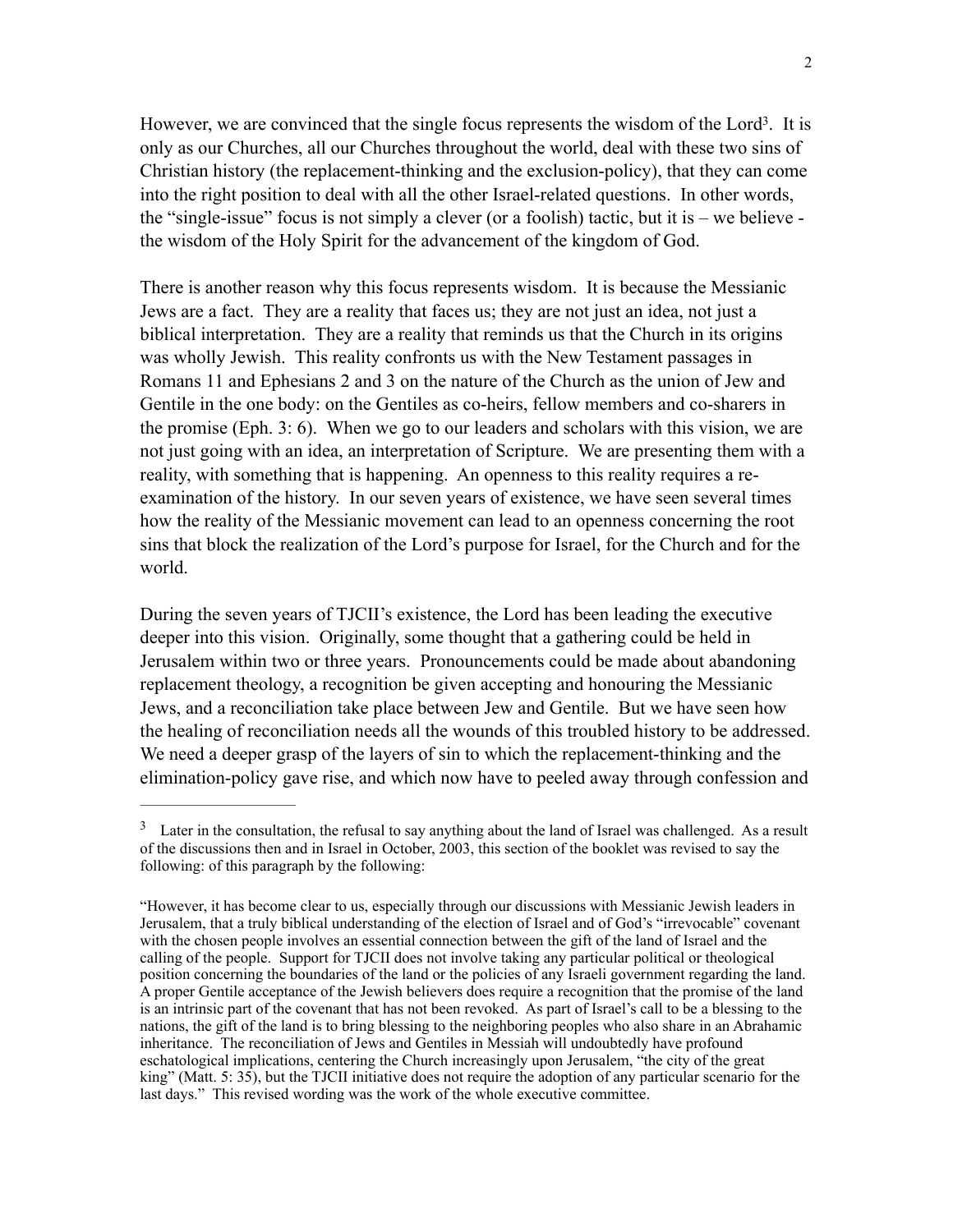However, we are convinced that the single focus represents the wisdom of the Lord[3]. It is only as our Churches, all our Churches throughout the world, deal with these two sins of Christian history (the replacement-thinking and the exclusion-policy), that they can come into the right position to deal with all the other Israel-related questions. In other words, the "single-issue" focus is not simply a clever (or a foolish) tactic, but it is – we believe - the wisdom of the Holy Spirit for the advancement of the kingdom of God.

There is another reason why this focus represents wisdom. It is because the Messianic Jews are a fact. They are a reality that faces us; they are not just an idea, not just a biblical interpretation. They are a reality that reminds us that the Church in its origins was wholly Jewish. This reality confronts us with the New Testament passages in Romans 11 and Ephesians 2 and 3 on the nature of the Church as the union of Jew and Gentile in the one body: on the Gentiles as co-heirs, fellow members and co-sharers in the promise (Eph. 3: 6). When we go to our leaders and scholars with this vision, we are not just going with an idea, an interpretation of Scripture. We are presenting them with a reality, with something that is happening. An openness to this reality requires a re-examination of the history. In our seven years of existence, we have seen several times how the reality of the Messianic movement can lead to an openness concerning the root sins that block the realization of the Lord's purpose for Israel, for the Church and for the world.

During the seven years of TJCII's existence, the Lord has been leading the executive deeper into this vision. Originally, some thought that a gathering could be held in Jerusalem within two or three years. Pronouncements could be made about abandoning replacement theology, a recognition be given accepting and honouring the Messianic Jews, and a reconciliation take place between Jew and Gentile. But we have seen how the healing of reconciliation needs all the wounds of this troubled history to be addressed. We need a deeper grasp of the layers of sin to which the replacement-thinking and the elimination-policy gave rise, and which now have to peeled away through confession and

---

[3] Later in the consultation, the refusal to say anything about the land of Israel was challenged. As a result of the discussions then and in Israel in October, 2003, this section of the booklet was revised to say the following: of this paragraph by the following:

"However, it has become clear to us, especially through our discussions with Messianic Jewish leaders in Jerusalem, that a truly biblical understanding of the election of Israel and of God's "irrevocable" covenant with the chosen people involves an essential connection between the gift of the land of Israel and the calling of the people. Support for TJCII does not involve taking any particular political or theological position concerning the boundaries of the land or the policies of any Israeli government regarding the land. A proper Gentile acceptance of the Jewish believers does require a recognition that the promise of the land is an intrinsic part of the covenant that has not been revoked. As part of Israel's call to be a blessing to the nations, the gift of the land is to bring blessing to the neighboring peoples who also share in an Abrahamic inheritance. The reconciliation of Jews and Gentiles in Messiah will undoubtedly have profound eschatological implications, centering the Church increasingly upon Jerusalem, "the city of the great king" (Matt. 5: 35), but the TJCII initiative does not require the adoption of any particular scenario for the last days." This revised wording was the work of the whole executive committee.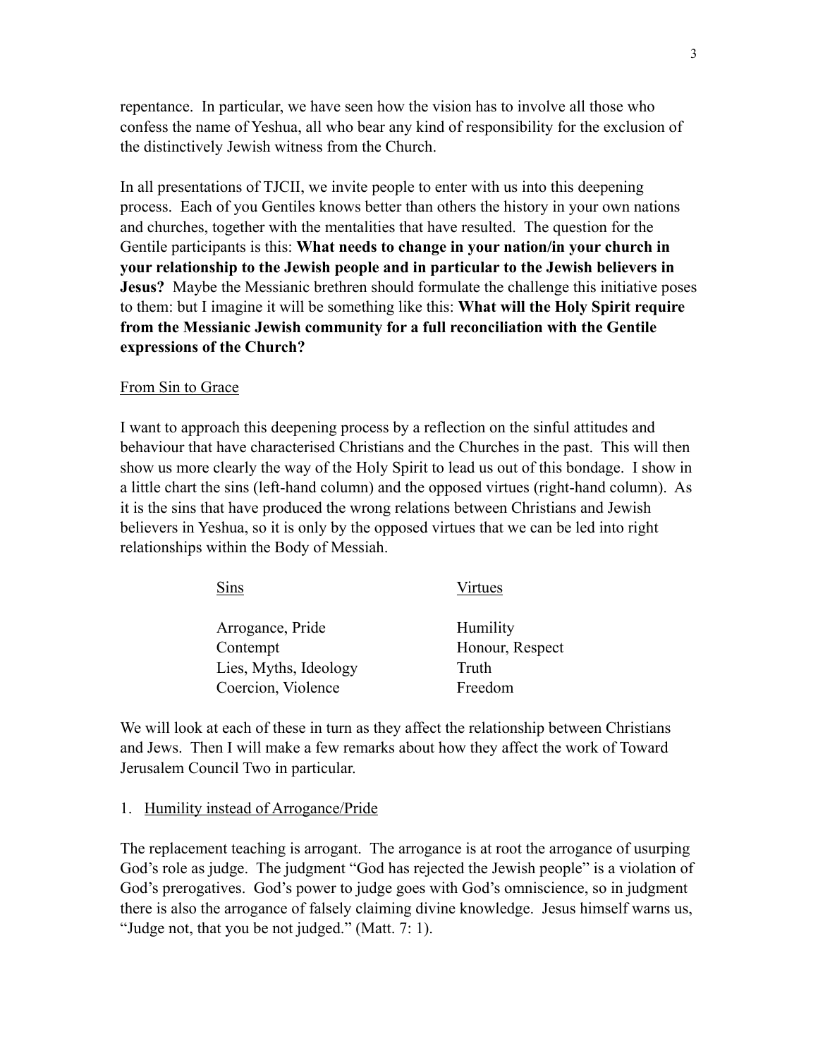repentance. In particular, we have seen how the vision has to involve all those who confess the name of Yeshua, all who bear any kind of responsibility for the exclusion of the distinctively Jewish witness from the Church.

In all presentations of TJCII, we invite people to enter with us into this deepening process. Each of you Gentiles knows better than others the history in your own nations and churches, together with the mentalities that have resulted. The question for the Gentile participants is this: **What needs to change in your nation/in your church in your relationship to the Jewish people and in particular to the Jewish believers in Jesus?** Maybe the Messianic brethren should formulate the challenge this initiative poses to them: but I imagine it will be something like this: **What will the Holy Spirit require from the Messianic Jewish community for a full reconciliation with the Gentile expressions of the Church?**

## From Sin to Grace

I want to approach this deepening process by a reflection on the sinful attitudes and behaviour that have characterised Christians and the Churches in the past. This will then show us more clearly the way of the Holy Spirit to lead us out of this bondage. I show in a little chart the sins (left-hand column) and the opposed virtues (right-hand column). As it is the sins that have produced the wrong relations between Christians and Jewish believers in Yeshua, so it is only by the opposed virtues that we can be led into right relationships within the Body of Messiah.

| Sins | Virtues |
| --- | --- |
| Arrogance, Pride | Humility |
| Contempt | Honour, Respect |
| Lies, Myths, Ideology | Truth |
| Coercion, Violence | Freedom |

We will look at each of these in turn as they affect the relationship between Christians and Jews. Then I will make a few remarks about how they affect the work of Toward Jerusalem Council Two in particular.

### 1. Humility instead of Arrogance/Pride

The replacement teaching is arrogant. The arrogance is at root the arrogance of usurping God's role as judge. The judgment "God has rejected the Jewish people" is a violation of God's prerogatives. God's power to judge goes with God's omniscience, so in judgment there is also the arrogance of falsely claiming divine knowledge. Jesus himself warns us, "Judge not, that you be not judged." (Matt. 7: 1).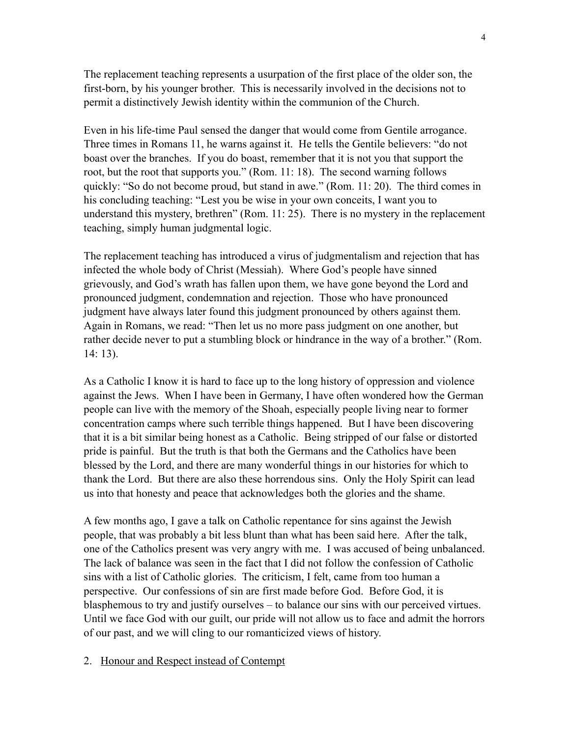The replacement teaching represents a usurpation of the first place of the older son, the first-born, by his younger brother. This is necessarily involved in the decisions not to permit a distinctively Jewish identity within the communion of the Church.

Even in his life-time Paul sensed the danger that would come from Gentile arrogance. Three times in Romans 11, he warns against it. He tells the Gentile believers: "do not boast over the branches. If you do boast, remember that it is not you that support the root, but the root that supports you." (Rom. 11: 18). The second warning follows quickly: "So do not become proud, but stand in awe." (Rom. 11: 20). The third comes in his concluding teaching: "Lest you be wise in your own conceits, I want you to understand this mystery, brethren" (Rom. 11: 25). There is no mystery in the replacement teaching, simply human judgmental logic.

The replacement teaching has introduced a virus of judgmentalism and rejection that has infected the whole body of Christ (Messiah). Where God's people have sinned grievously, and God's wrath has fallen upon them, we have gone beyond the Lord and pronounced judgment, condemnation and rejection. Those who have pronounced judgment have always later found this judgment pronounced by others against them. Again in Romans, we read: "Then let us no more pass judgment on one another, but rather decide never to put a stumbling block or hindrance in the way of a brother." (Rom. 14: 13).

As a Catholic I know it is hard to face up to the long history of oppression and violence against the Jews. When I have been in Germany, I have often wondered how the German people can live with the memory of the Shoah, especially people living near to former concentration camps where such terrible things happened. But I have been discovering that it is a bit similar being honest as a Catholic. Being stripped of our false or distorted pride is painful. But the truth is that both the Germans and the Catholics have been blessed by the Lord, and there are many wonderful things in our histories for which to thank the Lord. But there are also these horrendous sins. Only the Holy Spirit can lead us into that honesty and peace that acknowledges both the glories and the shame.

A few months ago, I gave a talk on Catholic repentance for sins against the Jewish people, that was probably a bit less blunt than what has been said here. After the talk, one of the Catholics present was very angry with me. I was accused of being unbalanced. The lack of balance was seen in the fact that I did not follow the confession of Catholic sins with a list of Catholic glories. The criticism, I felt, came from too human a perspective. Our confessions of sin are first made before God. Before God, it is blasphemous to try and justify ourselves – to balance our sins with our perceived virtues. Until we face God with our guilt, our pride will not allow us to face and admit the horrors of our past, and we will cling to our romanticized views of history.

2. <u>Honour and Respect instead of Contempt</u>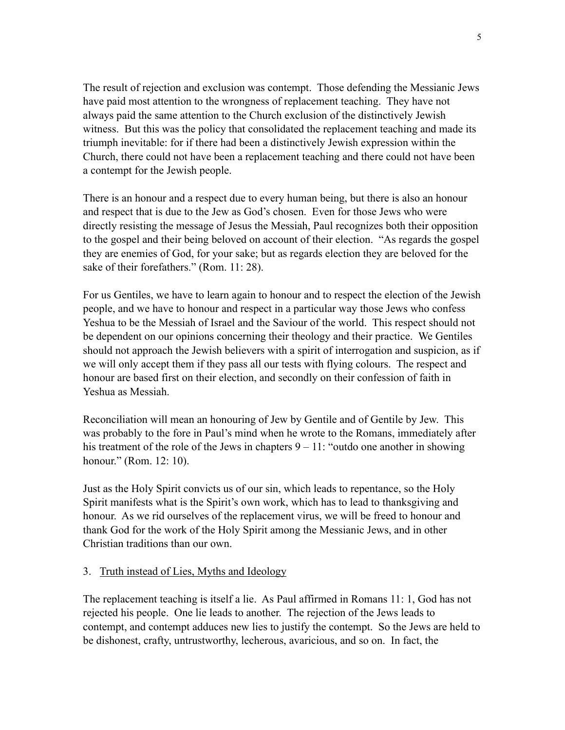The result of rejection and exclusion was contempt. Those defending the Messianic Jews have paid most attention to the wrongness of replacement teaching. They have not always paid the same attention to the Church exclusion of the distinctively Jewish witness. But this was the policy that consolidated the replacement teaching and made its triumph inevitable: for if there had been a distinctively Jewish expression within the Church, there could not have been a replacement teaching and there could not have been a contempt for the Jewish people.

There is an honour and a respect due to every human being, but there is also an honour and respect that is due to the Jew as God's chosen. Even for those Jews who were directly resisting the message of Jesus the Messiah, Paul recognizes both their opposition to the gospel and their being beloved on account of their election. "As regards the gospel they are enemies of God, for your sake; but as regards election they are beloved for the sake of their forefathers." (Rom. 11: 28).

For us Gentiles, we have to learn again to honour and to respect the election of the Jewish people, and we have to honour and respect in a particular way those Jews who confess Yeshua to be the Messiah of Israel and the Saviour of the world. This respect should not be dependent on our opinions concerning their theology and their practice. We Gentiles should not approach the Jewish believers with a spirit of interrogation and suspicion, as if we will only accept them if they pass all our tests with flying colours. The respect and honour are based first on their election, and secondly on their confession of faith in Yeshua as Messiah.

Reconciliation will mean an honouring of Jew by Gentile and of Gentile by Jew. This was probably to the fore in Paul's mind when he wrote to the Romans, immediately after his treatment of the role of the Jews in chapters 9 – 11: "outdo one another in showing honour." (Rom. 12: 10).

Just as the Holy Spirit convicts us of our sin, which leads to repentance, so the Holy Spirit manifests what is the Spirit's own work, which has to lead to thanksgiving and honour. As we rid ourselves of the replacement virus, we will be freed to honour and thank God for the work of the Holy Spirit among the Messianic Jews, and in other Christian traditions than our own.

### 3. Truth instead of Lies, Myths and Ideology

The replacement teaching is itself a lie. As Paul affirmed in Romans 11: 1, God has not rejected his people. One lie leads to another. The rejection of the Jews leads to contempt, and contempt adduces new lies to justify the contempt. So the Jews are held to be dishonest, crafty, untrustworthy, lecherous, avaricious, and so on. In fact, the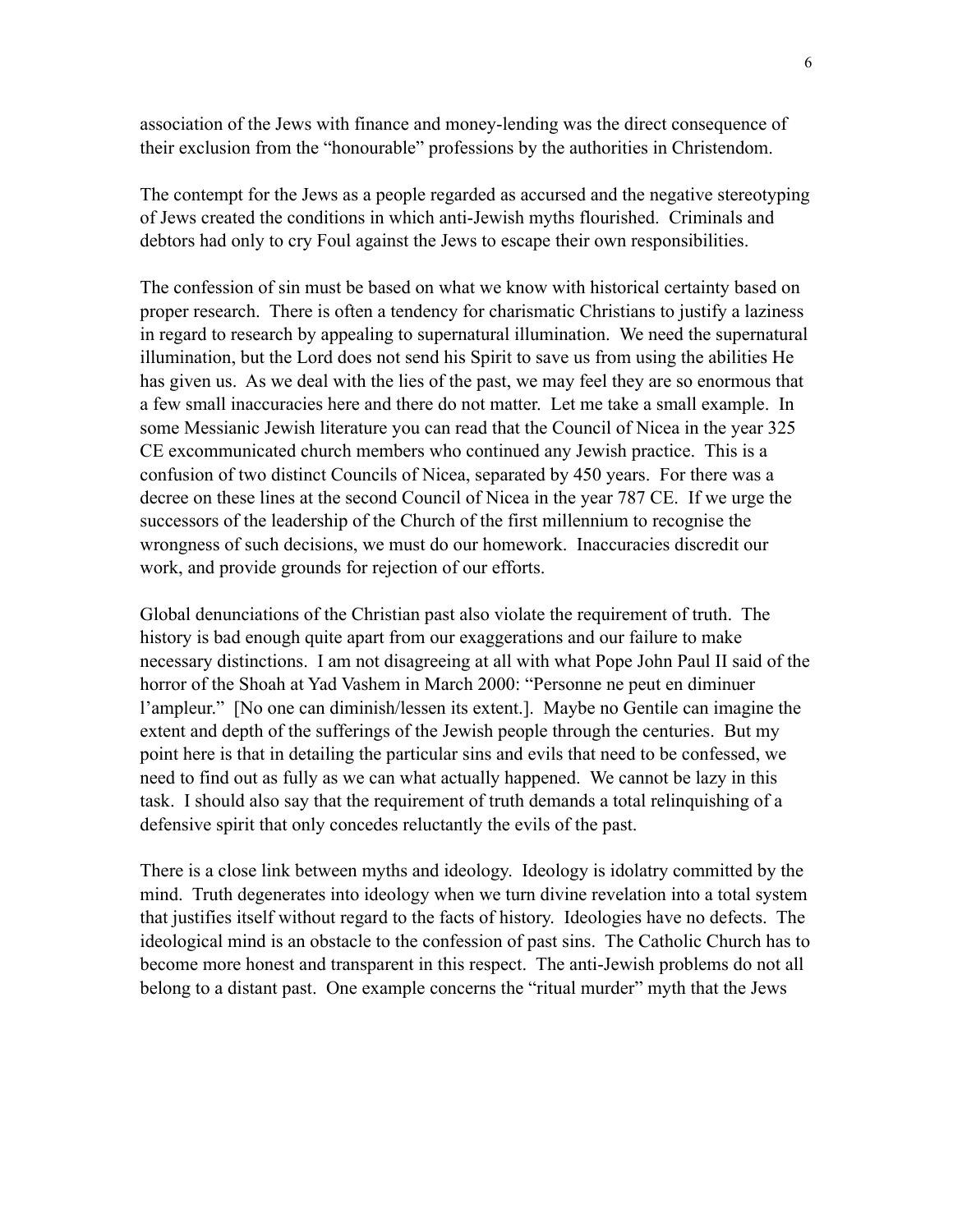association of the Jews with finance and money-lending was the direct consequence of their exclusion from the "honourable" professions by the authorities in Christendom.

The contempt for the Jews as a people regarded as accursed and the negative stereotyping of Jews created the conditions in which anti-Jewish myths flourished. Criminals and debtors had only to cry Foul against the Jews to escape their own responsibilities.

The confession of sin must be based on what we know with historical certainty based on proper research. There is often a tendency for charismatic Christians to justify a laziness in regard to research by appealing to supernatural illumination. We need the supernatural illumination, but the Lord does not send his Spirit to save us from using the abilities He has given us. As we deal with the lies of the past, we may feel they are so enormous that a few small inaccuracies here and there do not matter. Let me take a small example. In some Messianic Jewish literature you can read that the Council of Nicea in the year 325 CE excommunicated church members who continued any Jewish practice. This is a confusion of two distinct Councils of Nicea, separated by 450 years. For there was a decree on these lines at the second Council of Nicea in the year 787 CE. If we urge the successors of the leadership of the Church of the first millennium to recognise the wrongness of such decisions, we must do our homework. Inaccuracies discredit our work, and provide grounds for rejection of our efforts.

Global denunciations of the Christian past also violate the requirement of truth. The history is bad enough quite apart from our exaggerations and our failure to make necessary distinctions. I am not disagreeing at all with what Pope John Paul II said of the horror of the Shoah at Yad Vashem in March 2000: "Personne ne peut en diminuer l'ampleur." [No one can diminish/lessen its extent.]. Maybe no Gentile can imagine the extent and depth of the sufferings of the Jewish people through the centuries. But my point here is that in detailing the particular sins and evils that need to be confessed, we need to find out as fully as we can what actually happened. We cannot be lazy in this task. I should also say that the requirement of truth demands a total relinquishing of a defensive spirit that only concedes reluctantly the evils of the past.

There is a close link between myths and ideology. Ideology is idolatry committed by the mind. Truth degenerates into ideology when we turn divine revelation into a total system that justifies itself without regard to the facts of history. Ideologies have no defects. The ideological mind is an obstacle to the confession of past sins. The Catholic Church has to become more honest and transparent in this respect. The anti-Jewish problems do not all belong to a distant past. One example concerns the "ritual murder" myth that the Jews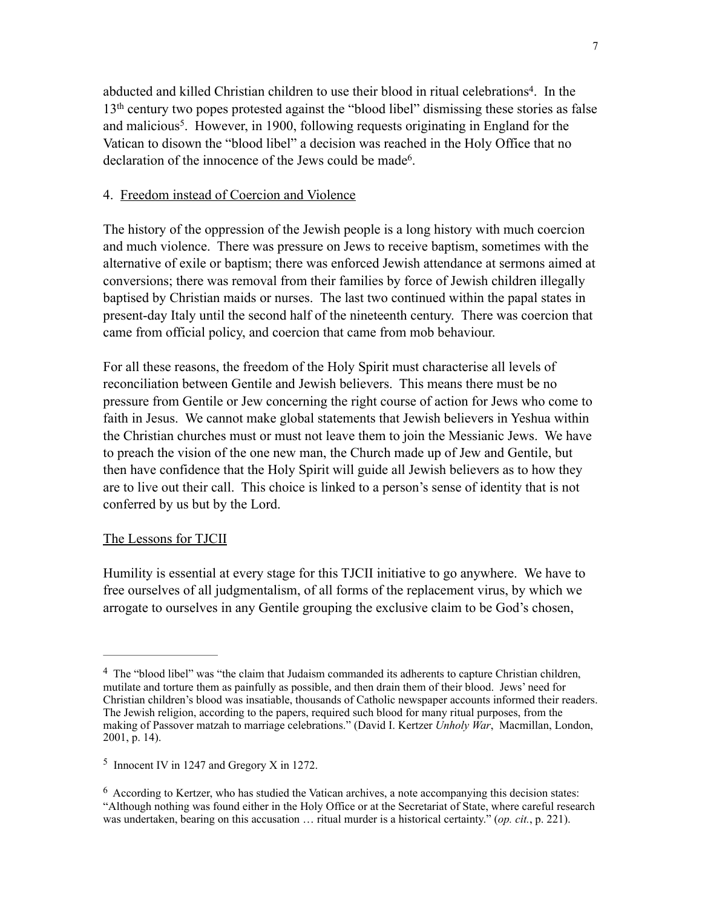abducted and killed Christian children to use their blood in ritual celebrations[4]. In the 13th century two popes protested against the "blood libel" dismissing these stories as false and malicious[5]. However, in 1900, following requests originating in England for the Vatican to disown the "blood libel" a decision was reached in the Holy Office that no declaration of the innocence of the Jews could be made[6].

## 4. Freedom instead of Coercion and Violence

The history of the oppression of the Jewish people is a long history with much coercion and much violence. There was pressure on Jews to receive baptism, sometimes with the alternative of exile or baptism; there was enforced Jewish attendance at sermons aimed at conversions; there was removal from their families by force of Jewish children illegally baptised by Christian maids or nurses. The last two continued within the papal states in present-day Italy until the second half of the nineteenth century. There was coercion that came from official policy, and coercion that came from mob behaviour.

For all these reasons, the freedom of the Holy Spirit must characterise all levels of reconciliation between Gentile and Jewish believers. This means there must be no pressure from Gentile or Jew concerning the right course of action for Jews who come to faith in Jesus. We cannot make global statements that Jewish believers in Yeshua within the Christian churches must or must not leave them to join the Messianic Jews. We have to preach the vision of the one new man, the Church made up of Jew and Gentile, but then have confidence that the Holy Spirit will guide all Jewish believers as to how they are to live out their call. This choice is linked to a person's sense of identity that is not conferred by us but by the Lord.

## The Lessons for TJCII

Humility is essential at every stage for this TJCII initiative to go anywhere. We have to free ourselves of all judgmentalism, of all forms of the replacement virus, by which we arrogate to ourselves in any Gentile grouping the exclusive claim to be God's chosen,

---

[4] The "blood libel" was "the claim that Judaism commanded its adherents to capture Christian children, mutilate and torture them as painfully as possible, and then drain them of their blood. Jews' need for Christian children's blood was insatiable, thousands of Catholic newspaper accounts informed their readers. The Jewish religion, according to the papers, required such blood for many ritual purposes, from the making of Passover matzah to marriage celebrations." (David I. Kertzer *Unholy War*, Macmillan, London, 2001, p. 14).

[5] Innocent IV in 1247 and Gregory X in 1272.

[6] According to Kertzer, who has studied the Vatican archives, a note accompanying this decision states: "Although nothing was found either in the Holy Office or at the Secretariat of State, where careful research was undertaken, bearing on this accusation … ritual murder is a historical certainty." (*op. cit.*, p. 221).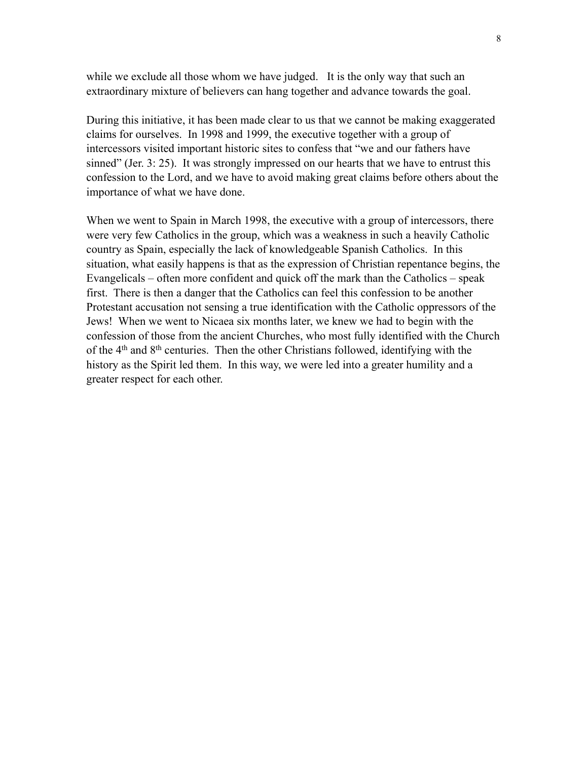while we exclude all those whom we have judged. It is the only way that such an extraordinary mixture of believers can hang together and advance towards the goal.

During this initiative, it has been made clear to us that we cannot be making exaggerated claims for ourselves. In 1998 and 1999, the executive together with a group of intercessors visited important historic sites to confess that "we and our fathers have sinned" (Jer. 3: 25). It was strongly impressed on our hearts that we have to entrust this confession to the Lord, and we have to avoid making great claims before others about the importance of what we have done.

When we went to Spain in March 1998, the executive with a group of intercessors, there were very few Catholics in the group, which was a weakness in such a heavily Catholic country as Spain, especially the lack of knowledgeable Spanish Catholics. In this situation, what easily happens is that as the expression of Christian repentance begins, the Evangelicals – often more confident and quick off the mark than the Catholics – speak first. There is then a danger that the Catholics can feel this confession to be another Protestant accusation not sensing a true identification with the Catholic oppressors of the Jews! When we went to Nicaea six months later, we knew we had to begin with the confession of those from the ancient Churches, who most fully identified with the Church of the 4th and 8th centuries. Then the other Christians followed, identifying with the history as the Spirit led them. In this way, we were led into a greater humility and a greater respect for each other.